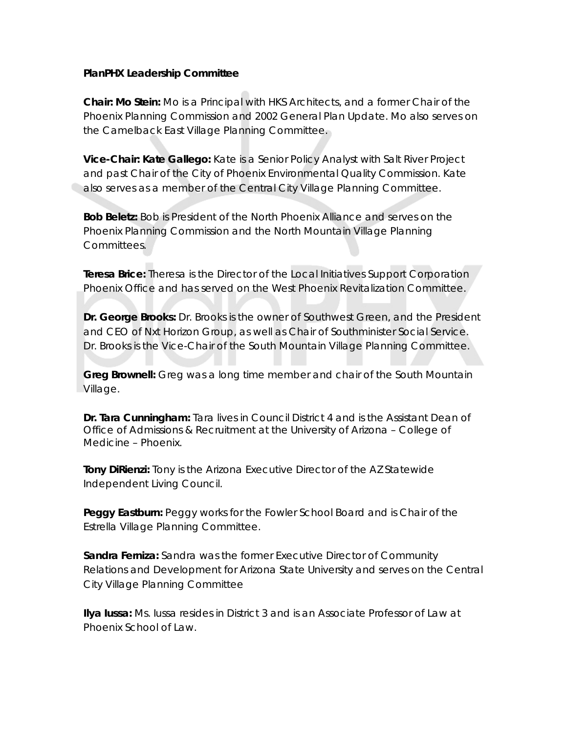**PlanPHX Leadership Committee**

**Chair: Mo Stein:** Mo is a Principal with HKS Architects, and a former Chair of the Phoenix Planning Commission and 2002 General Plan Update. Mo also serves on the Camelback East Village Planning Committee.

**Vice-Chair: Kate Gallego:** Kate is a Senior Policy Analyst with Salt River Project and past Chair of the City of Phoenix Environmental Quality Commission. Kate also serves as a member of the Central City Village Planning Committee.

**Bob Beletz:** Bob is President of the North Phoenix Alliance and serves on the Phoenix Planning Commission and the North Mountain Village Planning Committees.

**Teresa Brice:** Theresa is the Director of the Local Initiatives Support Corporation Phoenix Office and has served on the West Phoenix Revitalization Committee.

**Dr. George Brooks:** Dr. Brooks is the owner of Southwest Green, and the President and CEO of Nxt Horizon Group, as well as Chair of Southminister Social Service. Dr. Brooks is the Vice-Chair of the South Mountain Village Planning Committee.

**Greg Brownell:** Greg was a long time member and chair of the South Mountain Village.

**Dr. Tara Cunningham:** Tara lives in Council District 4 and is the Assistant Dean of Office of Admissions & Recruitment at the University of Arizona – College of Medicine – Phoenix.

**Tony DiRienzi:** Tony is the Arizona Executive Director of the AZ Statewide Independent Living Council.

**Peggy Eastburn:** Peggy works for the Fowler School Board and is Chair of the Estrella Village Planning Committee.

**Sandra Ferniza:** Sandra was the former Executive Director of Community Relations and Development for Arizona State University and serves on the Central City Village Planning Committee

**Ilya Iussa:** Ms. Iussa resides in District 3 and is an Associate Professor of Law at Phoenix School of Law.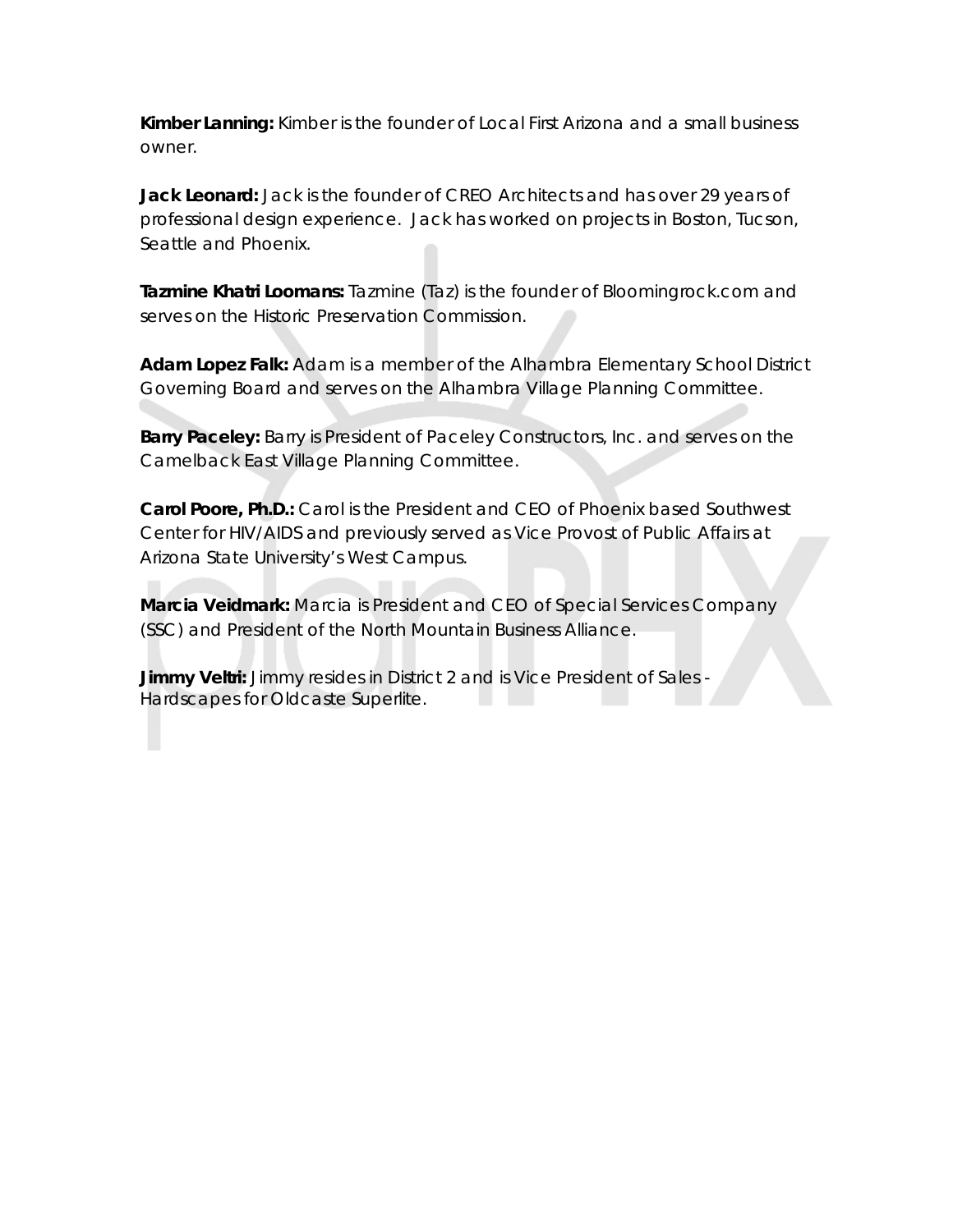**Kimber Lanning:** Kimber is the founder of Local First Arizona and a small business owner.

**Jack Leonard:** Jack is the founder of CREO Architects and has over 29 years of professional design experience. Jack has worked on projects in Boston, Tucson, Seattle and Phoenix.

**Tazmine Khatri Loomans:** Tazmine (Taz) is the founder of Bloomingrock.com and serves on the Historic Preservation Commission.

**Adam Lopez Falk:** Adam is a member of the Alhambra Elementary School District Governing Board and serves on the Alhambra Village Planning Committee.

**Barry Paceley:** Barry is President of Paceley Constructors, Inc. and serves on the Camelback East Village Planning Committee.

**Carol Poore, Ph.D.:** Carol is the President and CEO of Phoenix based Southwest Center for HIV/AIDS and previously served as Vice Provost of Public Affairs at Arizona State University's West Campus.

**Marcia Veidmark:** Marcia is President and CEO of Special Services Company (SSC) and President of the North Mountain Business Alliance.

**Jimmy Veltri:** Jimmy resides in District 2 and is Vice President of Sales - Hardscapes for Oldcaste Superlite.